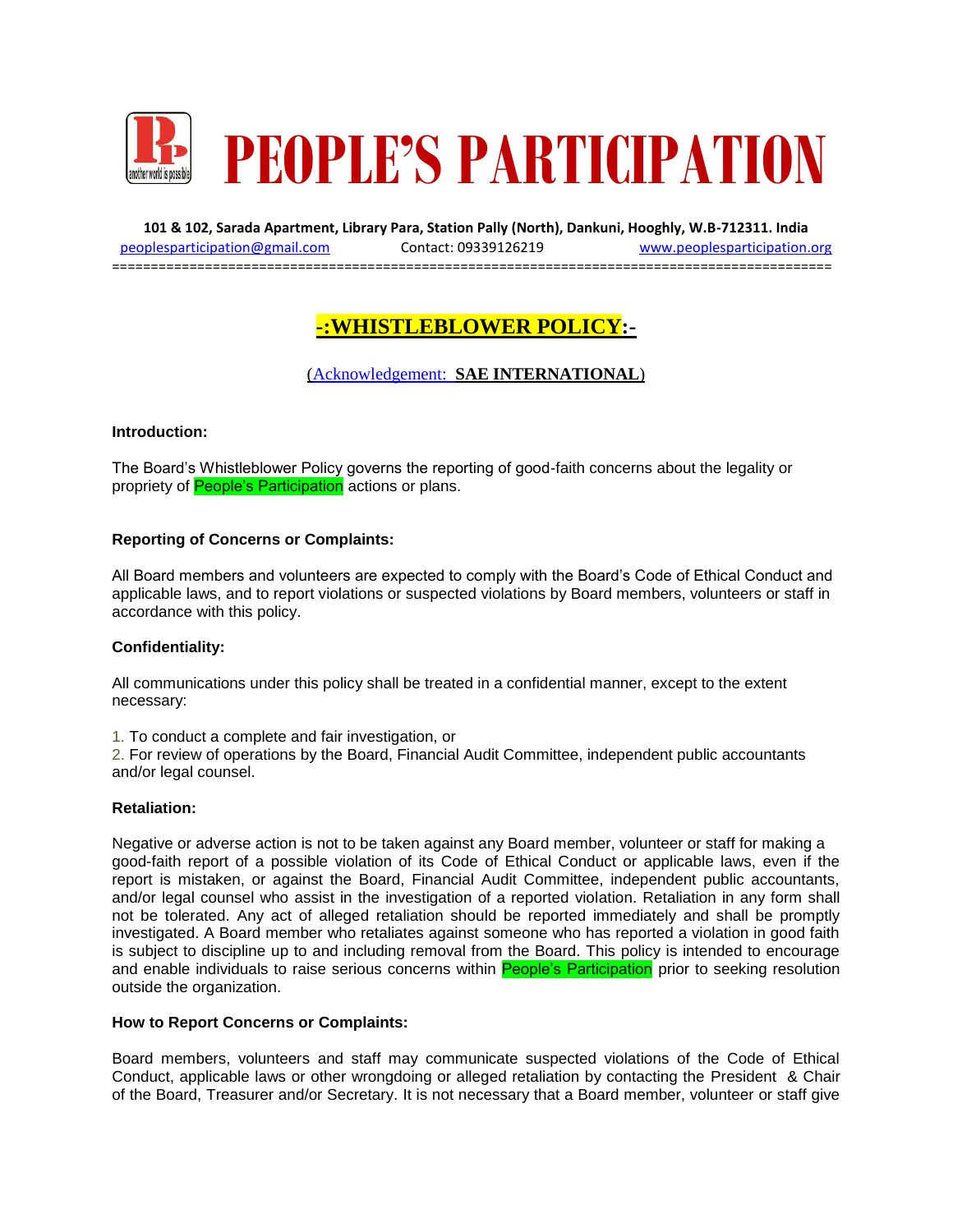# PEOPLE'S PARTICIPATION

**101 & 102, Sarada Apartment, Library Para, Station Pally (North), Dankuni, Hooghly, W.B-712311. India**

peoplesparticipation@gmail.com Contact: 09339126219 www.peoplesparticipation.org

## -:WHISTLEBLOWER POLICY:-

(Acknowledgement: **SAE INTERNATIONAL**)

**Introduction:**

The Board's Whistleblower Policy governs the reporting of good-faith concerns about the legality or propriety of People's Participation actions or plans.

**Reporting of Concerns or Complaints:**

All Board members and volunteers are expected to comply with the Board's Code of Ethical Conduct and applicable laws, and to report violations or suspected violations by Board members, volunteers or staff in accordance with this policy.

**Confidentiality:**

All communications under this policy shall be treated in a confidential manner, except to the extent necessary:

1. To conduct a complete and fair investigation, or
2. For review of operations by the Board, Financial Audit Committee, independent public accountants and/or legal counsel.

**Retaliation:**

Negative or adverse action is not to be taken against any Board member, volunteer or staff for making a good-faith report of a possible violation of its Code of Ethical Conduct or applicable laws, even if the report is mistaken, or against the Board, Financial Audit Committee, independent public accountants, and/or legal counsel who assist in the investigation of a reported violation. Retaliation in any form shall not be tolerated. Any act of alleged retaliation should be reported immediately and shall be promptly investigated. A Board member who retaliates against someone who has reported a violation in good faith is subject to discipline up to and including removal from the Board. This policy is intended to encourage and enable individuals to raise serious concerns within People's Participation prior to seeking resolution outside the organization.

**How to Report Concerns or Complaints:**

Board members, volunteers and staff may communicate suspected violations of the Code of Ethical Conduct, applicable laws or other wrongdoing or alleged retaliation by contacting the President & Chair of the Board, Treasurer and/or Secretary. It is not necessary that a Board member, volunteer or staff give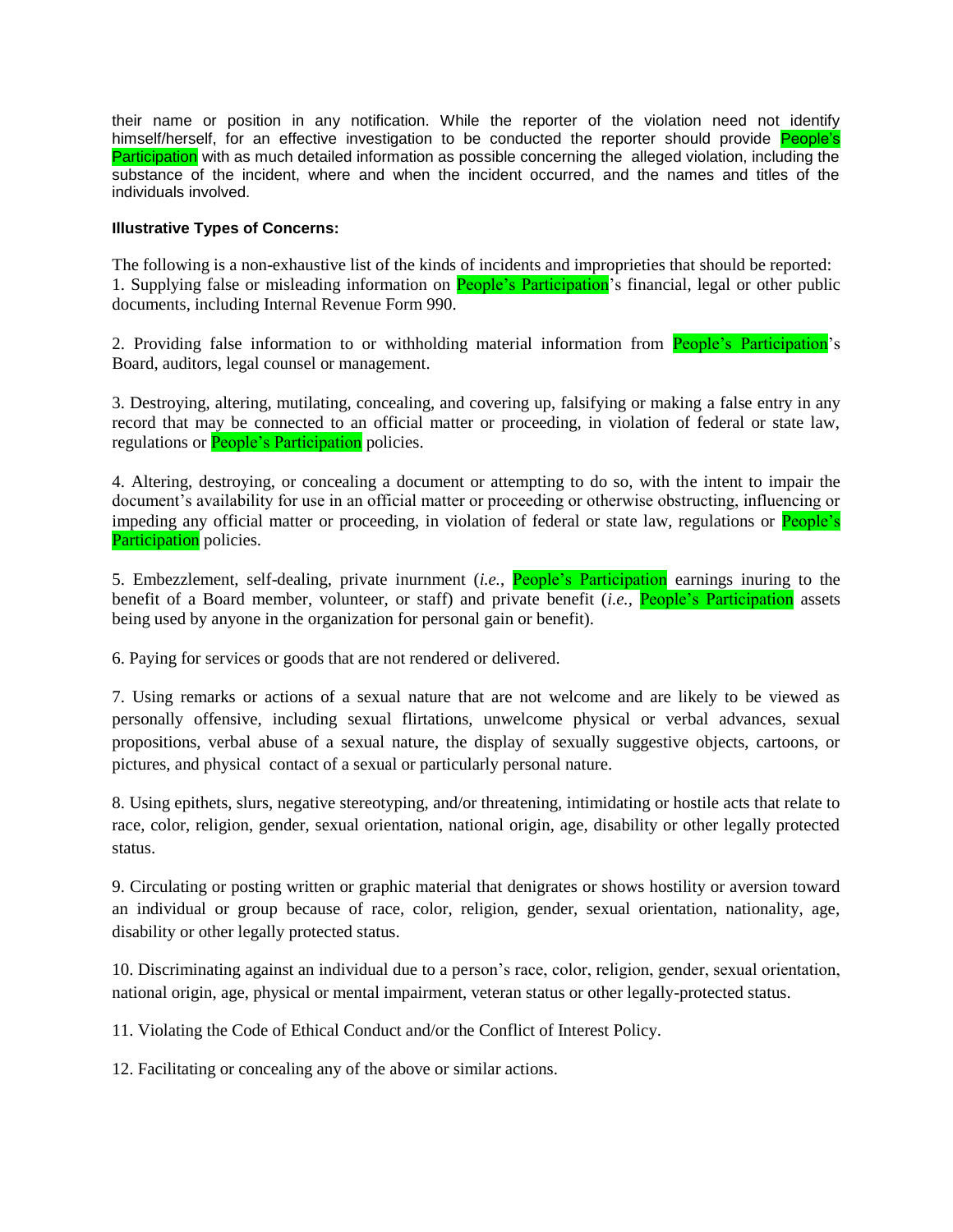their name or position in any notification. While the reporter of the violation need not identify himself/herself, for an effective investigation to be conducted the reporter should provide People's Participation with as much detailed information as possible concerning the alleged violation, including the substance of the incident, where and when the incident occurred, and the names and titles of the individuals involved.

**Illustrative Types of Concerns:**

The following is a non-exhaustive list of the kinds of incidents and improprieties that should be reported:

1. Supplying false or misleading information on People's Participation's financial, legal or other public documents, including Internal Revenue Form 990.

2. Providing false information to or withholding material information from People's Participation's Board, auditors, legal counsel or management.

3. Destroying, altering, mutilating, concealing, and covering up, falsifying or making a false entry in any record that may be connected to an official matter or proceeding, in violation of federal or state law, regulations or People's Participation policies.

4. Altering, destroying, or concealing a document or attempting to do so, with the intent to impair the document's availability for use in an official matter or proceeding or otherwise obstructing, influencing or impeding any official matter or proceeding, in violation of federal or state law, regulations or People's Participation policies.

5. Embezzlement, self-dealing, private inurnment (*i.e.*, People's Participation earnings inuring to the benefit of a Board member, volunteer, or staff) and private benefit (*i.e.*, People's Participation assets being used by anyone in the organization for personal gain or benefit).

6. Paying for services or goods that are not rendered or delivered.

7. Using remarks or actions of a sexual nature that are not welcome and are likely to be viewed as personally offensive, including sexual flirtations, unwelcome physical or verbal advances, sexual propositions, verbal abuse of a sexual nature, the display of sexually suggestive objects, cartoons, or pictures, and physical contact of a sexual or particularly personal nature.

8. Using epithets, slurs, negative stereotyping, and/or threatening, intimidating or hostile acts that relate to race, color, religion, gender, sexual orientation, national origin, age, disability or other legally protected status.

9. Circulating or posting written or graphic material that denigrates or shows hostility or aversion toward an individual or group because of race, color, religion, gender, sexual orientation, nationality, age, disability or other legally protected status.

10. Discriminating against an individual due to a person's race, color, religion, gender, sexual orientation, national origin, age, physical or mental impairment, veteran status or other legally-protected status.

11. Violating the Code of Ethical Conduct and/or the Conflict of Interest Policy.

12. Facilitating or concealing any of the above or similar actions.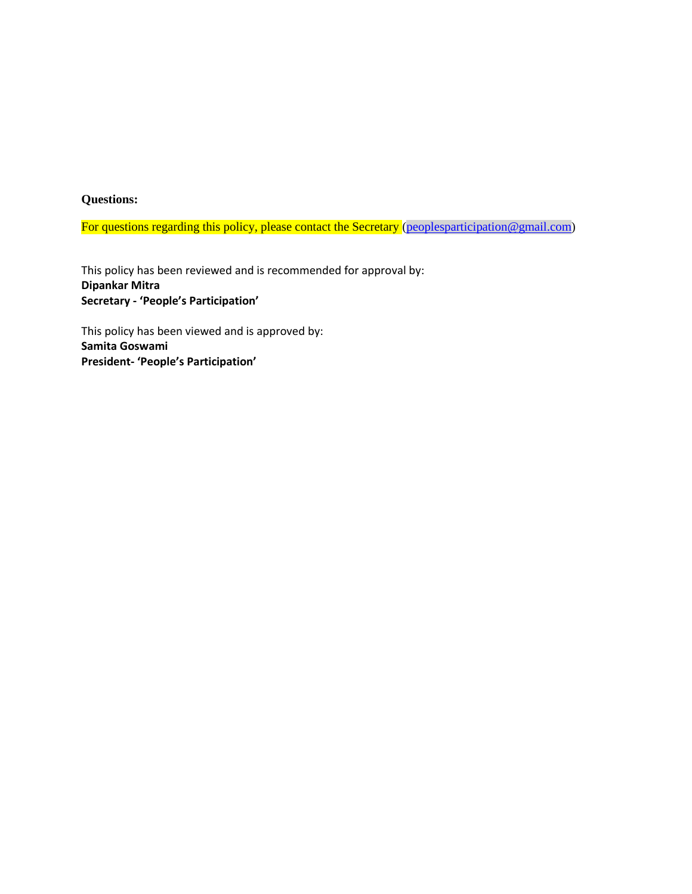**Questions:**

For questions regarding this policy, please contact the Secretary (peoplesparticipation@gmail.com)

This policy has been reviewed and is recommended for approval by:
**Dipankar Mitra**
**Secretary - 'People's Participation'**

This policy has been viewed and is approved by:
**Samita Goswami**
**President- 'People's Participation'**